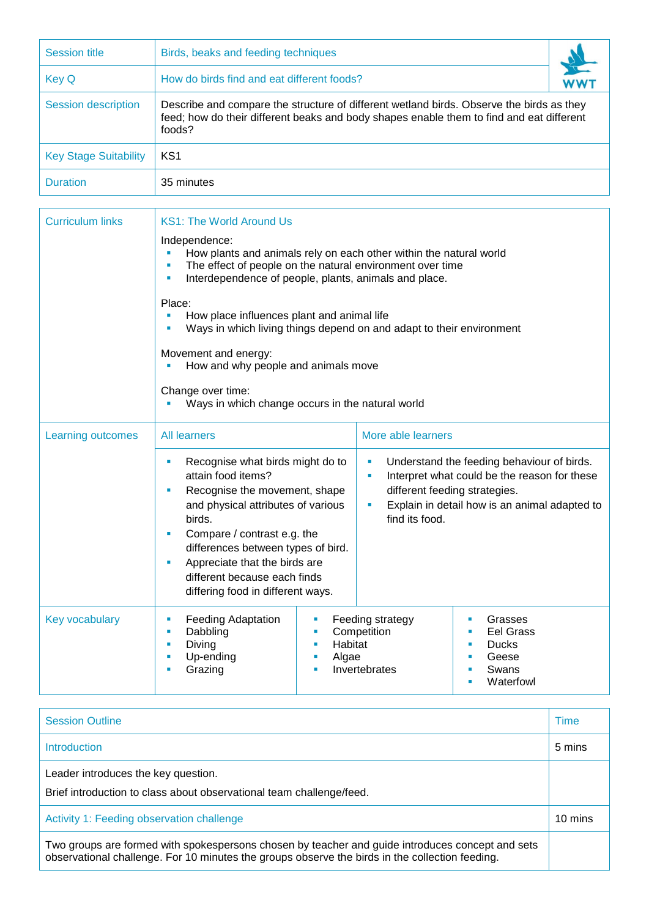| Session title | Birds, beaks and feeding techniques |
|---|---|
| Key Q | How do birds find and eat different foods? |
| Session description | Describe and compare the structure of different wetland birds. Observe the birds as they feed; how do their different beaks and body shapes enable them to find and eat different foods? |
| Key Stage Suitability | KS1 |
| Duration | 35 minutes |

**Curriculum links**

KS1: The World Around Us

Independence:
- How plants and animals rely on each other within the natural world
- The effect of people on the natural environment over time
- Interdependence of people, plants, animals and place.

Place:
- How place influences plant and animal life
- Ways in which living things depend on and adapt to their environment

Movement and energy:
- How and why people and animals move

Change over time:
- Ways in which change occurs in the natural world

**Learning outcomes**

| All learners | More able learners |
|---|---|
| <ul><li>Recognise what birds might do to attain food items?</li><li>Recognise the movement, shape and physical attributes of various birds.</li><li>Compare / contrast e.g. the differences between types of bird.</li><li>Appreciate that the birds are different because each finds differing food in different ways.</li></ul> | <ul><li>Understand the feeding behaviour of birds.</li><li>Interpret what could be the reason for these different feeding strategies.</li><li>Explain in detail how is an animal adapted to find its food.</li></ul> |

**Key vocabulary**

| | | |
|---|---|---|
| Feeding Adaptation | Feeding strategy | Grasses |
| Dabbling | Competition | Eel Grass |
| Diving | Habitat | Ducks |
| Up-ending | Algae | Geese |
| Grazing | Invertebrates | Swans |
| | | Waterfowl |

| Session Outline | Time |
|---|---|
| Introduction | 5 mins |
| Leader introduces the key question.<br>Brief introduction to class about observational team challenge/feed. | |
| Activity 1: Feeding observation challenge | 10 mins |
| Two groups are formed with spokespersons chosen by teacher and guide introduces concept and sets observational challenge. For 10 minutes the groups observe the birds in the collection feeding. | |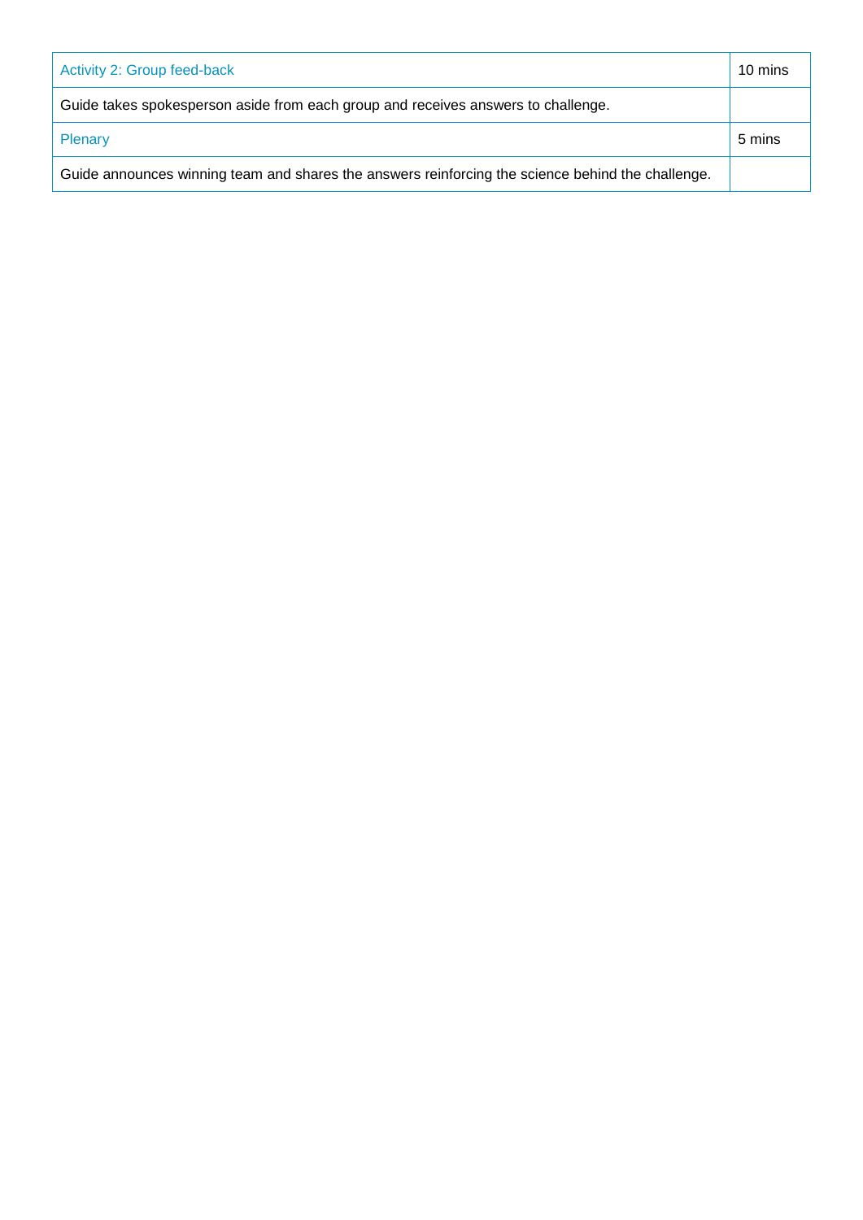| | |
|---|---|
| Activity 2: Group feed-back | 10 mins |
| Guide takes spokesperson aside from each group and receives answers to challenge. | |
| Plenary | 5 mins |
| Guide announces winning team and shares the answers reinforcing the science behind the challenge. | |